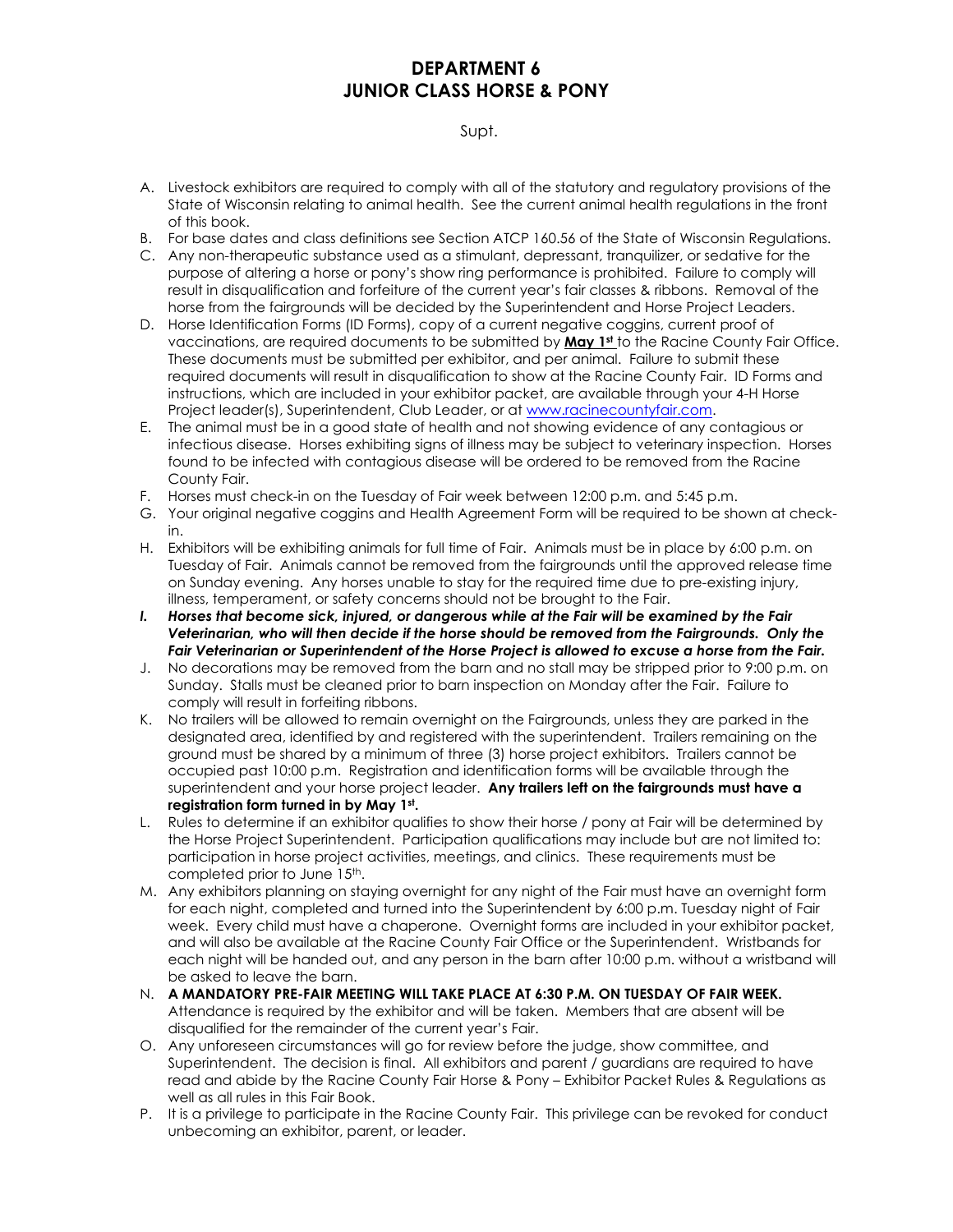# DEPARTMENT 6
# JUNIOR CLASS HORSE & PONY

Supt.

A. Livestock exhibitors are required to comply with all of the statutory and regulatory provisions of the State of Wisconsin relating to animal health. See the current animal health regulations in the front of this book.

B. For base dates and class definitions see Section ATCP 160.56 of the State of Wisconsin Regulations.

C. Any non-therapeutic substance used as a stimulant, depressant, tranquilizer, or sedative for the purpose of altering a horse or pony's show ring performance is prohibited. Failure to comply will result in disqualification and forfeiture of the current year's fair classes & ribbons. Removal of the horse from the fairgrounds will be decided by the Superintendent and Horse Project Leaders.

D. Horse Identification Forms (ID Forms), copy of a current negative coggins, current proof of vaccinations, are required documents to be submitted by **May 1st** to the Racine County Fair Office. These documents must be submitted per exhibitor, and per animal. Failure to submit these required documents will result in disqualification to show at the Racine County Fair. ID Forms and instructions, which are included in your exhibitor packet, are available through your 4-H Horse Project leader(s), Superintendent, Club Leader, or at www.racinecountyfair.com.

E. The animal must be in a good state of health and not showing evidence of any contagious or infectious disease. Horses exhibiting signs of illness may be subject to veterinary inspection. Horses found to be infected with contagious disease will be ordered to be removed from the Racine County Fair.

F. Horses must check-in on the Tuesday of Fair week between 12:00 p.m. and 5:45 p.m.

G. Your original negative coggins and Health Agreement Form will be required to be shown at check-in.

H. Exhibitors will be exhibiting animals for full time of Fair. Animals must be in place by 6:00 p.m. on Tuesday of Fair. Animals cannot be removed from the fairgrounds until the approved release time on Sunday evening. Any horses unable to stay for the required time due to pre-existing injury, illness, temperament, or safety concerns should not be brought to the Fair.

***I. Horses that become sick, injured, or dangerous while at the Fair will be examined by the Fair Veterinarian, who will then decide if the horse should be removed from the Fairgrounds. Only the Fair Veterinarian or Superintendent of the Horse Project is allowed to excuse a horse from the Fair.***

J. No decorations may be removed from the barn and no stall may be stripped prior to 9:00 p.m. on Sunday. Stalls must be cleaned prior to barn inspection on Monday after the Fair. Failure to comply will result in forfeiting ribbons.

K. No trailers will be allowed to remain overnight on the Fairgrounds, unless they are parked in the designated area, identified by and registered with the superintendent. Trailers remaining on the ground must be shared by a minimum of three (3) horse project exhibitors. Trailers cannot be occupied past 10:00 p.m. Registration and identification forms will be available through the superintendent and your horse project leader. **Any trailers left on the fairgrounds must have a registration form turned in by May 1st.**

L. Rules to determine if an exhibitor qualifies to show their horse / pony at Fair will be determined by the Horse Project Superintendent. Participation qualifications may include but are not limited to: participation in horse project activities, meetings, and clinics. These requirements must be completed prior to June 15th.

M. Any exhibitors planning on staying overnight for any night of the Fair must have an overnight form for each night, completed and turned into the Superintendent by 6:00 p.m. Tuesday night of Fair week. Every child must have a chaperone. Overnight forms are included in your exhibitor packet, and will also be available at the Racine County Fair Office or the Superintendent. Wristbands for each night will be handed out, and any person in the barn after 10:00 p.m. without a wristband will be asked to leave the barn.

N. **A MANDATORY PRE-FAIR MEETING WILL TAKE PLACE AT 6:30 P.M. ON TUESDAY OF FAIR WEEK.** Attendance is required by the exhibitor and will be taken. Members that are absent will be disqualified for the remainder of the current year's Fair.

O. Any unforeseen circumstances will go for review before the judge, show committee, and Superintendent. The decision is final. All exhibitors and parent / guardians are required to have read and abide by the Racine County Fair Horse & Pony – Exhibitor Packet Rules & Regulations as well as all rules in this Fair Book.

P. It is a privilege to participate in the Racine County Fair. This privilege can be revoked for conduct unbecoming an exhibitor, parent, or leader.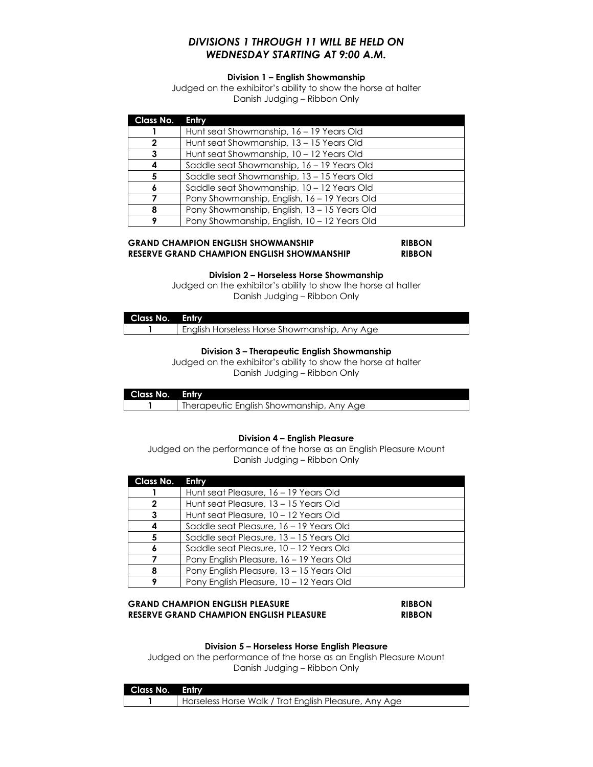## *DIVISIONS 1 THROUGH 11 WILL BE HELD ON WEDNESDAY STARTING AT 9:00 A.M.*

### Division 1 – English Showmanship

Judged on the exhibitor's ability to show the horse at halter
Danish Judging – Ribbon Only

| Class No. | Entry |
|---|---|
| 1 | Hunt seat Showmanship, 16 – 19 Years Old |
| 2 | Hunt seat Showmanship, 13 – 15 Years Old |
| 3 | Hunt seat Showmanship, 10 – 12 Years Old |
| 4 | Saddle seat Showmanship, 16 – 19 Years Old |
| 5 | Saddle seat Showmanship, 13 – 15 Years Old |
| 6 | Saddle seat Showmanship, 10 – 12 Years Old |
| 7 | Pony Showmanship, English, 16 – 19 Years Old |
| 8 | Pony Showmanship, English, 13 – 15 Years Old |
| 9 | Pony Showmanship, English, 10 – 12 Years Old |

**GRAND CHAMPION ENGLISH SHOWMANSHIP** **RIBBON**
**RESERVE GRAND CHAMPION ENGLISH SHOWMANSHIP** **RIBBON**

### Division 2 – Horseless Horse Showmanship

Judged on the exhibitor's ability to show the horse at halter
Danish Judging – Ribbon Only

| Class No. | Entry |
|---|---|
| 1 | English Horseless Horse Showmanship, Any Age |

### Division 3 – Therapeutic English Showmanship

Judged on the exhibitor's ability to show the horse at halter
Danish Judging – Ribbon Only

| Class No. | Entry |
|---|---|
| 1 | Therapeutic English Showmanship, Any Age |

### Division 4 – English Pleasure

Judged on the performance of the horse as an English Pleasure Mount
Danish Judging – Ribbon Only

| Class No. | Entry |
|---|---|
| 1 | Hunt seat Pleasure, 16 – 19 Years Old |
| 2 | Hunt seat Pleasure, 13 – 15 Years Old |
| 3 | Hunt seat Pleasure, 10 – 12 Years Old |
| 4 | Saddle seat Pleasure, 16 – 19 Years Old |
| 5 | Saddle seat Pleasure, 13 – 15 Years Old |
| 6 | Saddle seat Pleasure, 10 – 12 Years Old |
| 7 | Pony English Pleasure, 16 – 19 Years Old |
| 8 | Pony English Pleasure, 13 – 15 Years Old |
| 9 | Pony English Pleasure, 10 – 12 Years Old |

**GRAND CHAMPION ENGLISH PLEASURE** **RIBBON**
**RESERVE GRAND CHAMPION ENGLISH PLEASURE** **RIBBON**

### Division 5 – Horseless Horse English Pleasure

Judged on the performance of the horse as an English Pleasure Mount
Danish Judging – Ribbon Only

| Class No. | Entry |
|---|---|
| 1 | Horseless Horse Walk / Trot English Pleasure, Any Age |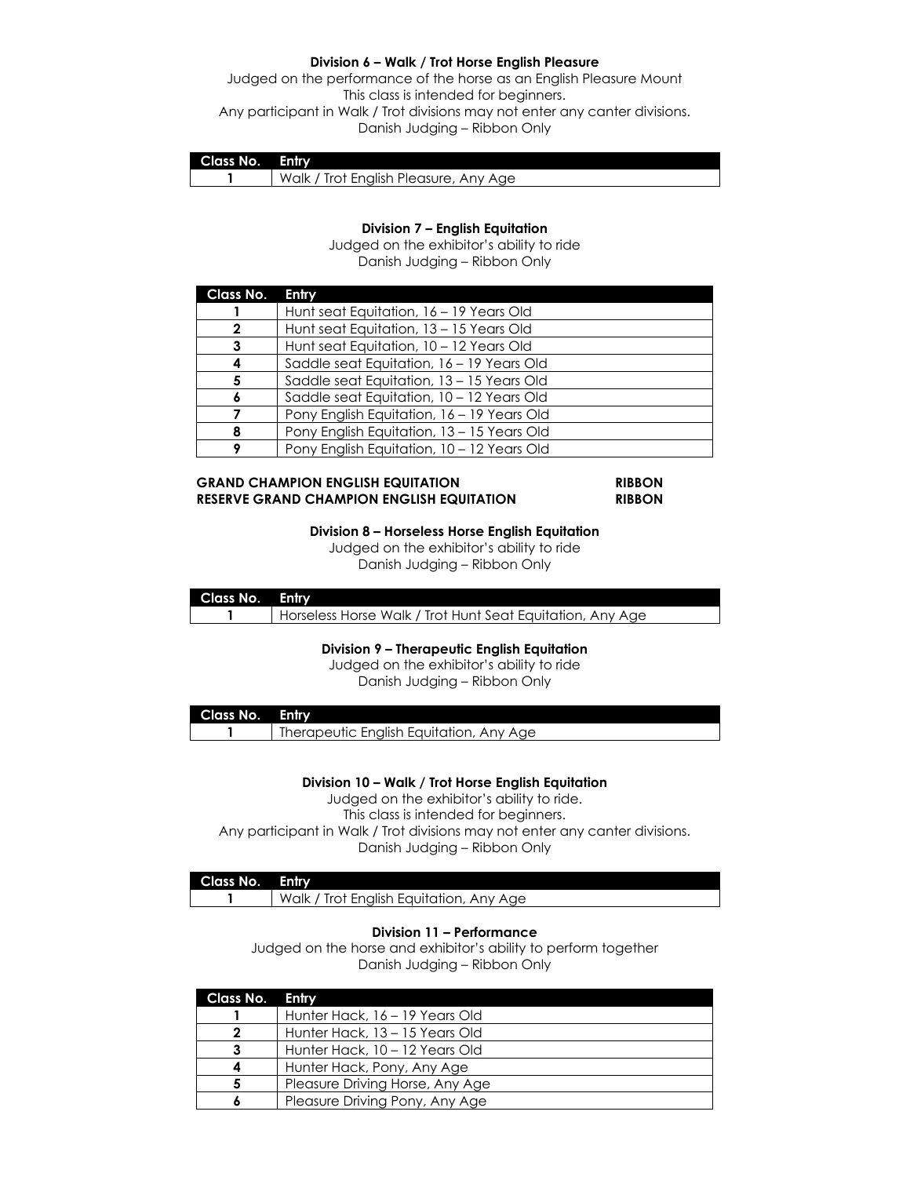### Division 6 – Walk / Trot Horse English Pleasure

Judged on the performance of the horse as an English Pleasure Mount
This class is intended for beginners.
Any participant in Walk / Trot divisions may not enter any canter divisions.
Danish Judging – Ribbon Only

| Class No. | Entry |
|---|---|
| 1 | Walk / Trot English Pleasure, Any Age |

### Division 7 – English Equitation

Judged on the exhibitor's ability to ride
Danish Judging – Ribbon Only

| Class No. | Entry |
|---|---|
| 1 | Hunt seat Equitation, 16 – 19 Years Old |
| 2 | Hunt seat Equitation, 13 – 15 Years Old |
| 3 | Hunt seat Equitation, 10 – 12 Years Old |
| 4 | Saddle seat Equitation, 16 – 19 Years Old |
| 5 | Saddle seat Equitation, 13 – 15 Years Old |
| 6 | Saddle seat Equitation, 10 – 12 Years Old |
| 7 | Pony English Equitation, 16 – 19 Years Old |
| 8 | Pony English Equitation, 13 – 15 Years Old |
| 9 | Pony English Equitation, 10 – 12 Years Old |

**GRAND CHAMPION ENGLISH EQUITATION** — **RIBBON**
**RESERVE GRAND CHAMPION ENGLISH EQUITATION** — **RIBBON**

### Division 8 – Horseless Horse English Equitation

Judged on the exhibitor's ability to ride
Danish Judging – Ribbon Only

| Class No. | Entry |
|---|---|
| 1 | Horseless Horse Walk / Trot Hunt Seat Equitation, Any Age |

### Division 9 – Therapeutic English Equitation

Judged on the exhibitor's ability to ride
Danish Judging – Ribbon Only

| Class No. | Entry |
|---|---|
| 1 | Therapeutic English Equitation, Any Age |

### Division 10 – Walk / Trot Horse English Equitation

Judged on the exhibitor's ability to ride.
This class is intended for beginners.
Any participant in Walk / Trot divisions may not enter any canter divisions.
Danish Judging – Ribbon Only

| Class No. | Entry |
|---|---|
| 1 | Walk / Trot English Equitation, Any Age |

### Division 11 – Performance

Judged on the horse and exhibitor's ability to perform together
Danish Judging – Ribbon Only

| Class No. | Entry |
|---|---|
| 1 | Hunter Hack, 16 – 19 Years Old |
| 2 | Hunter Hack, 13 – 15 Years Old |
| 3 | Hunter Hack, 10 – 12 Years Old |
| 4 | Hunter Hack, Pony, Any Age |
| 5 | Pleasure Driving Horse, Any Age |
| 6 | Pleasure Driving Pony, Any Age |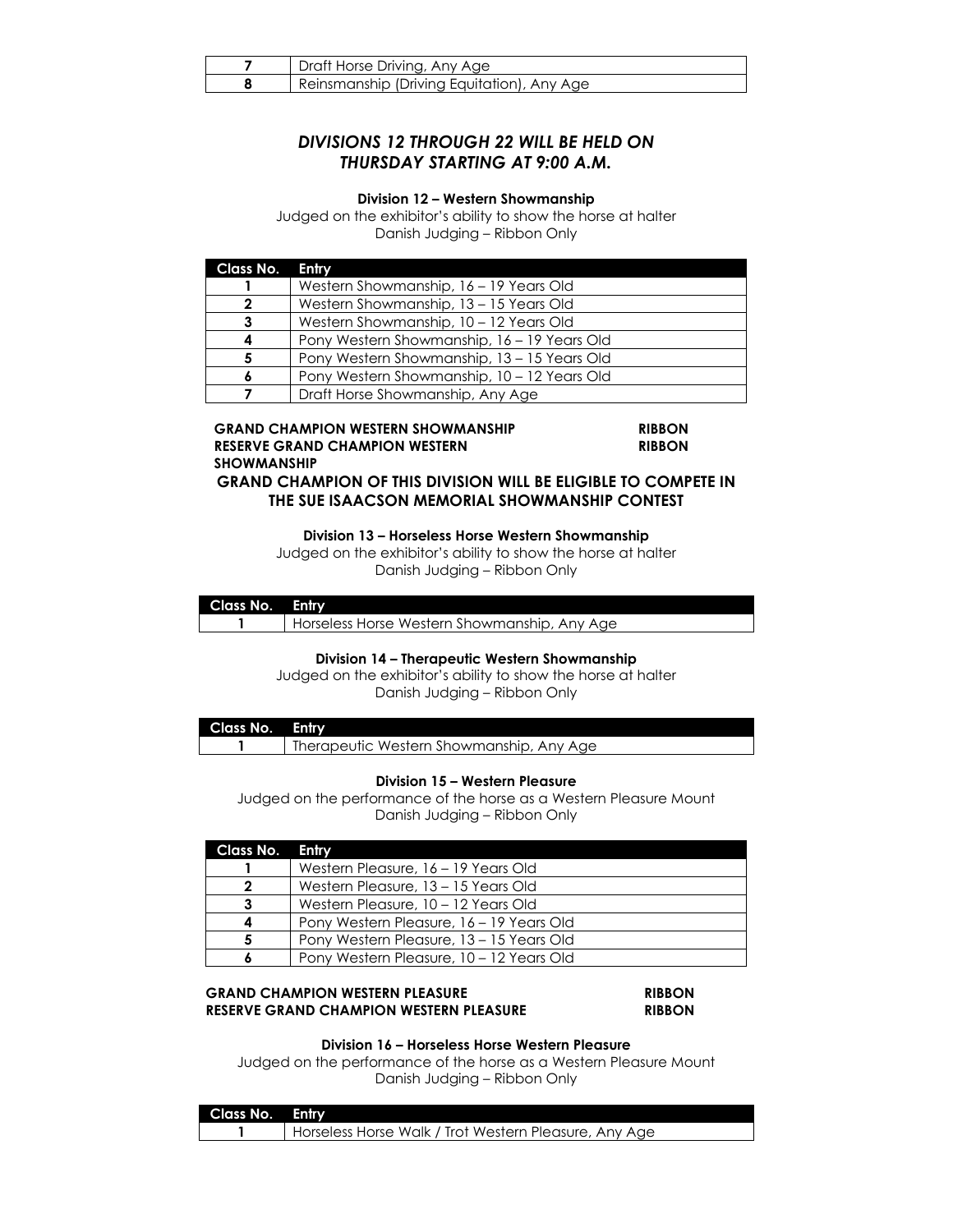| 7 | Draft Horse Driving, Any Age |
|---|---|
| 8 | Reinsmanship (Driving Equitation), Any Age |

## *DIVISIONS 12 THROUGH 22 WILL BE HELD ON THURSDAY STARTING AT 9:00 A.M.*

### Division 12 – Western Showmanship

Judged on the exhibitor's ability to show the horse at halter
Danish Judging – Ribbon Only

| Class No. | Entry |
|---|---|
| 1 | Western Showmanship, 16 – 19 Years Old |
| 2 | Western Showmanship, 13 – 15 Years Old |
| 3 | Western Showmanship, 10 – 12 Years Old |
| 4 | Pony Western Showmanship, 16 – 19 Years Old |
| 5 | Pony Western Showmanship, 13 – 15 Years Old |
| 6 | Pony Western Showmanship, 10 – 12 Years Old |
| 7 | Draft Horse Showmanship, Any Age |

**GRAND CHAMPION WESTERN SHOWMANSHIP** **RIBBON**
**RESERVE GRAND CHAMPION WESTERN SHOWMANSHIP** **RIBBON**

**GRAND CHAMPION OF THIS DIVISION WILL BE ELIGIBLE TO COMPETE IN THE SUE ISAACSON MEMORIAL SHOWMANSHIP CONTEST**

### Division 13 – Horseless Horse Western Showmanship

Judged on the exhibitor's ability to show the horse at halter
Danish Judging – Ribbon Only

| Class No. | Entry |
|---|---|
| 1 | Horseless Horse Western Showmanship, Any Age |

### Division 14 – Therapeutic Western Showmanship

Judged on the exhibitor's ability to show the horse at halter
Danish Judging – Ribbon Only

| Class No. | Entry |
|---|---|
| 1 | Therapeutic Western Showmanship, Any Age |

### Division 15 – Western Pleasure

Judged on the performance of the horse as a Western Pleasure Mount
Danish Judging – Ribbon Only

| Class No. | Entry |
|---|---|
| 1 | Western Pleasure, 16 – 19 Years Old |
| 2 | Western Pleasure, 13 – 15 Years Old |
| 3 | Western Pleasure, 10 – 12 Years Old |
| 4 | Pony Western Pleasure, 16 – 19 Years Old |
| 5 | Pony Western Pleasure, 13 – 15 Years Old |
| 6 | Pony Western Pleasure, 10 – 12 Years Old |

**GRAND CHAMPION WESTERN PLEASURE** **RIBBON**
**RESERVE GRAND CHAMPION WESTERN PLEASURE** **RIBBON**

### Division 16 – Horseless Horse Western Pleasure

Judged on the performance of the horse as a Western Pleasure Mount
Danish Judging – Ribbon Only

| Class No. | Entry |
|---|---|
| 1 | Horseless Horse Walk / Trot Western Pleasure, Any Age |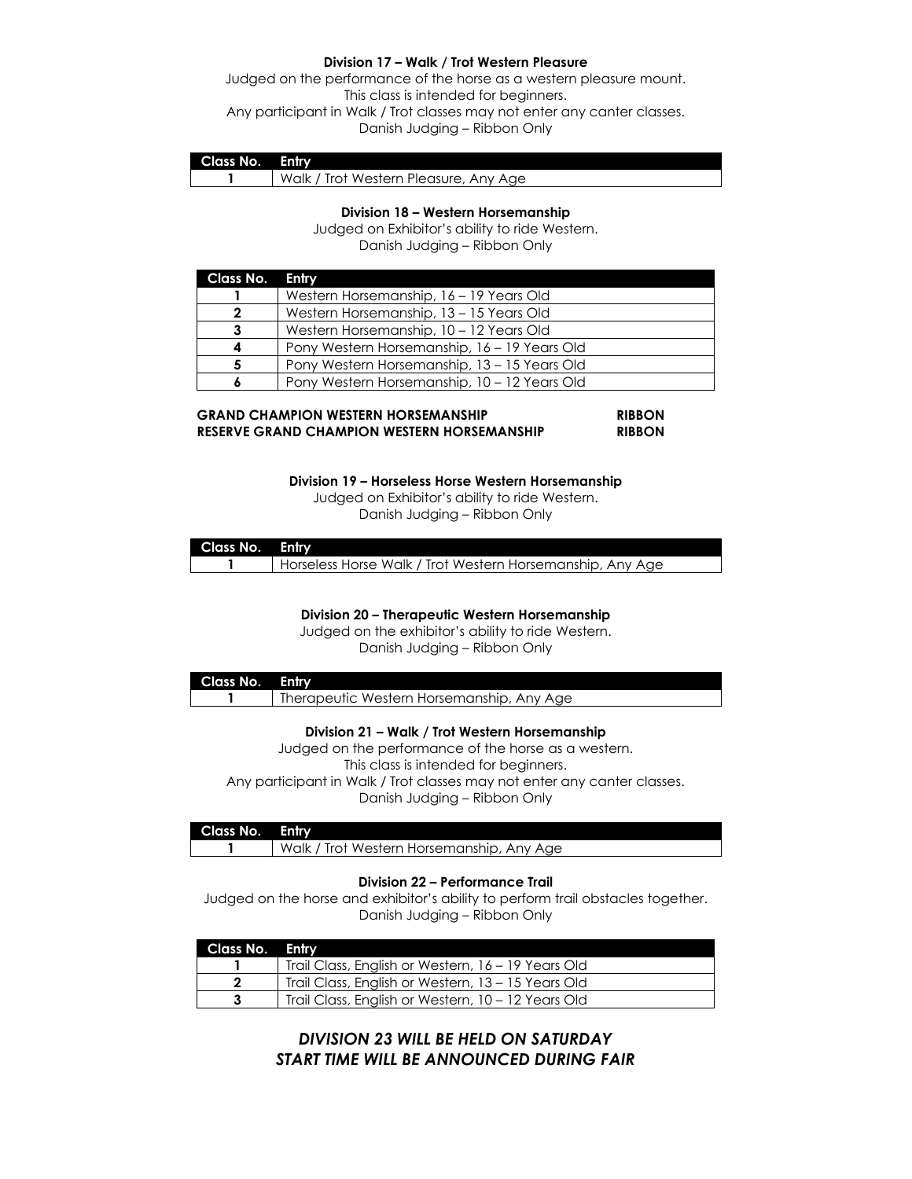### Division 17 – Walk / Trot Western Pleasure

Judged on the performance of the horse as a western pleasure mount.
This class is intended for beginners.
Any participant in Walk / Trot classes may not enter any canter classes.
Danish Judging – Ribbon Only

| Class No. | Entry |
|---|---|
| 1 | Walk / Trot Western Pleasure, Any Age |

### Division 18 – Western Horsemanship

Judged on Exhibitor's ability to ride Western.
Danish Judging – Ribbon Only

| Class No. | Entry |
|---|---|
| 1 | Western Horsemanship, 16 – 19 Years Old |
| 2 | Western Horsemanship, 13 – 15 Years Old |
| 3 | Western Horsemanship, 10 – 12 Years Old |
| 4 | Pony Western Horsemanship, 16 – 19 Years Old |
| 5 | Pony Western Horsemanship, 13 – 15 Years Old |
| 6 | Pony Western Horsemanship, 10 – 12 Years Old |

**GRAND CHAMPION WESTERN HORSEMANSHIP — RIBBON**
**RESERVE GRAND CHAMPION WESTERN HORSEMANSHIP — RIBBON**

### Division 19 – Horseless Horse Western Horsemanship

Judged on Exhibitor's ability to ride Western.
Danish Judging – Ribbon Only

| Class No. | Entry |
|---|---|
| 1 | Horseless Horse Walk / Trot Western Horsemanship, Any Age |

### Division 20 – Therapeutic Western Horsemanship

Judged on the exhibitor's ability to ride Western.
Danish Judging – Ribbon Only

| Class No. | Entry |
|---|---|
| 1 | Therapeutic Western Horsemanship, Any Age |

### Division 21 – Walk / Trot Western Horsemanship

Judged on the performance of the horse as a western.
This class is intended for beginners.
Any participant in Walk / Trot classes may not enter any canter classes.
Danish Judging – Ribbon Only

| Class No. | Entry |
|---|---|
| 1 | Walk / Trot Western Horsemanship, Any Age |

### Division 22 – Performance Trail

Judged on the horse and exhibitor's ability to perform trail obstacles together.
Danish Judging – Ribbon Only

| Class No. | Entry |
|---|---|
| 1 | Trail Class, English or Western, 16 – 19 Years Old |
| 2 | Trail Class, English or Western, 13 – 15 Years Old |
| 3 | Trail Class, English or Western, 10 – 12 Years Old |

***DIVISION 23 WILL BE HELD ON SATURDAY***
***START TIME WILL BE ANNOUNCED DURING FAIR***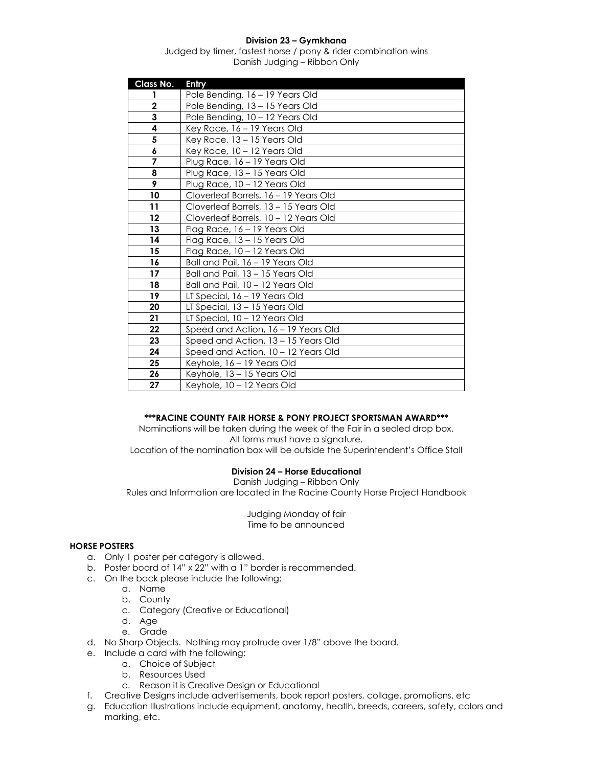### Division 23 – Gymkhana

Judged by timer, fastest horse / pony & rider combination wins
Danish Judging – Ribbon Only

| Class No. | Entry |
|---|---|
| 1 | Pole Bending, 16 – 19 Years Old |
| 2 | Pole Bending, 13 – 15 Years Old |
| 3 | Pole Bending, 10 – 12 Years Old |
| 4 | Key Race, 16 – 19 Years Old |
| 5 | Key Race, 13 – 15 Years Old |
| 6 | Key Race, 10 – 12 Years Old |
| 7 | Plug Race, 16 – 19 Years Old |
| 8 | Plug Race, 13 – 15 Years Old |
| 9 | Plug Race, 10 – 12 Years Old |
| 10 | Cloverleaf Barrels, 16 – 19 Years Old |
| 11 | Cloverleaf Barrels, 13 – 15 Years Old |
| 12 | Cloverleaf Barrels, 10 – 12 Years Old |
| 13 | Flag Race, 16 – 19 Years Old |
| 14 | Flag Race, 13 – 15 Years Old |
| 15 | Flag Race, 10 – 12 Years Old |
| 16 | Ball and Pail, 16 – 19 Years Old |
| 17 | Ball and Pail, 13 – 15 Years Old |
| 18 | Ball and Pail, 10 – 12 Years Old |
| 19 | LT Special, 16 – 19 Years Old |
| 20 | LT Special, 13 – 15 Years Old |
| 21 | LT Special, 10 – 12 Years Old |
| 22 | Speed and Action, 16 – 19 Years Old |
| 23 | Speed and Action, 13 – 15 Years Old |
| 24 | Speed and Action, 10 – 12 Years Old |
| 25 | Keyhole, 16 – 19 Years Old |
| 26 | Keyhole, 13 – 15 Years Old |
| 27 | Keyhole, 10 – 12 Years Old |

**\*\*\*RACINE COUNTY FAIR HORSE & PONY PROJECT SPORTSMAN AWARD\*\*\***

Nominations will be taken during the week of the Fair in a sealed drop box.
All forms must have a signature.
Location of the nomination box will be outside the Superintendent's Office Stall

### Division 24 – Horse Educational

Danish Judging – Ribbon Only
Rules and Information are located in the Racine County Horse Project Handbook

Judging Monday of fair
Time to be announced

**HORSE POSTERS**

a. Only 1 poster per category is allowed.
b. Poster board of 14" x 22" with a 1" border is recommended.
c. On the back please include the following:
    a. Name
    b. County
    c. Category (Creative or Educational)
    d. Age
    e. Grade
d. No Sharp Objects. Nothing may protrude over 1/8" above the board.
e. Include a card with the following:
    a. Choice of Subject
    b. Resources Used
    c. Reason it is Creative Design or Educational
f. Creative Designs include advertisements, book report posters, collage, promotions, etc
g. Education Illustrations include equipment, anatomy, heatlh, breeds, careers, safety, colors and marking, etc.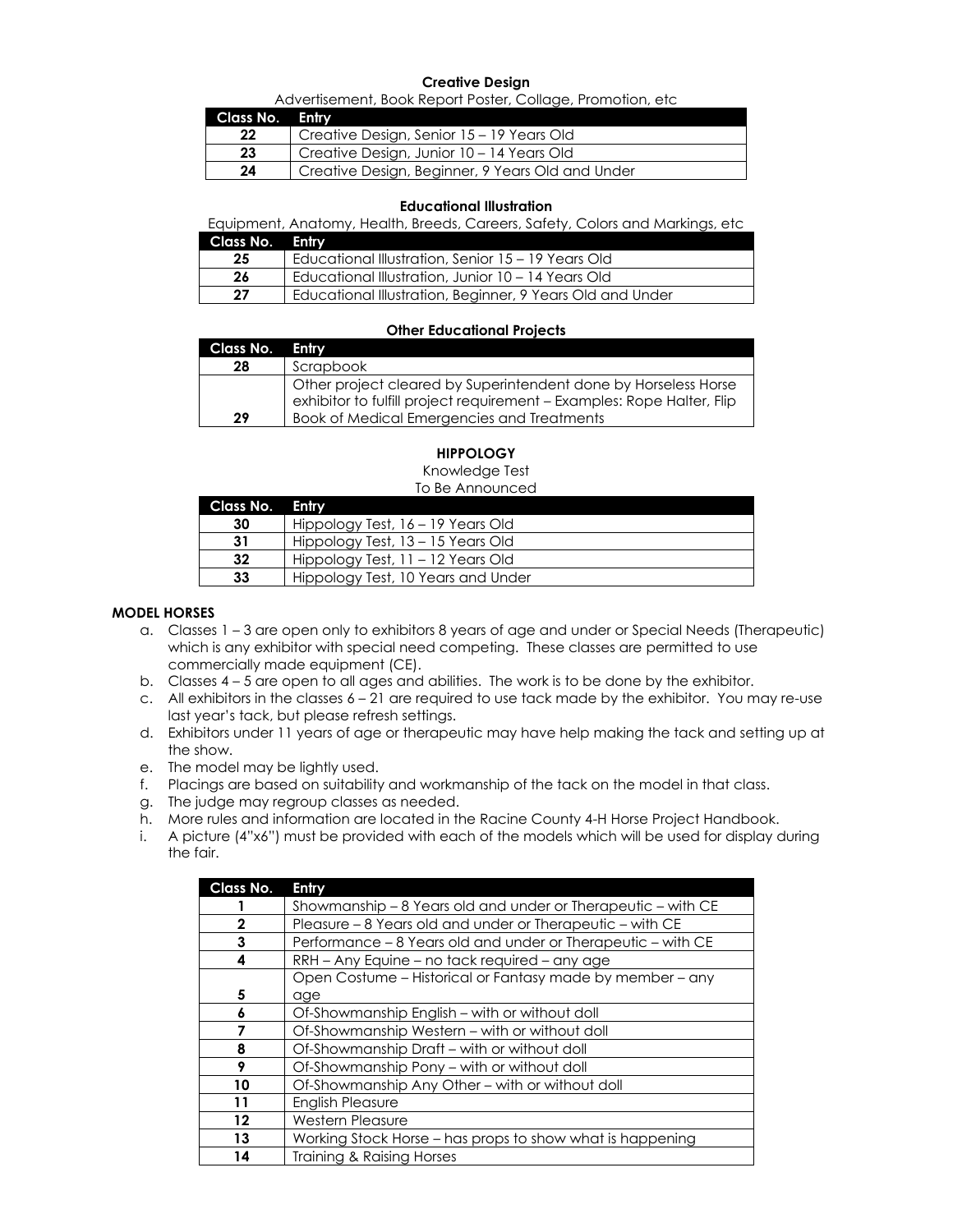### Creative Design

Advertisement, Book Report Poster, Collage, Promotion, etc

| Class No. | Entry |
|---|---|
| 22 | Creative Design, Senior 15 – 19 Years Old |
| 23 | Creative Design, Junior 10 – 14 Years Old |
| 24 | Creative Design, Beginner, 9 Years Old and Under |

### Educational Illustration

Equipment, Anatomy, Health, Breeds, Careers, Safety, Colors and Markings, etc

| Class No. | Entry |
|---|---|
| 25 | Educational Illustration, Senior 15 – 19 Years Old |
| 26 | Educational Illustration, Junior 10 – 14 Years Old |
| 27 | Educational Illustration, Beginner, 9 Years Old and Under |

### Other Educational Projects

| Class No. | Entry |
|---|---|
| 28 | Scrapbook |
| 29 | Other project cleared by Superintendent done by Horseless Horse exhibitor to fulfill project requirement – Examples: Rope Halter, Flip Book of Medical Emergencies and Treatments |

### HIPPOLOGY

Knowledge Test
To Be Announced

| Class No. | Entry |
|---|---|
| 30 | Hippology Test, 16 – 19 Years Old |
| 31 | Hippology Test, 13 – 15 Years Old |
| 32 | Hippology Test, 11 – 12 Years Old |
| 33 | Hippology Test, 10 Years and Under |

### MODEL HORSES

a. Classes 1 – 3 are open only to exhibitors 8 years of age and under or Special Needs (Therapeutic) which is any exhibitor with special need competing. These classes are permitted to use commercially made equipment (CE).
b. Classes 4 – 5 are open to all ages and abilities. The work is to be done by the exhibitor.
c. All exhibitors in the classes 6 – 21 are required to use tack made by the exhibitor. You may re-use last year's tack, but please refresh settings.
d. Exhibitors under 11 years of age or therapeutic may have help making the tack and setting up at the show.
e. The model may be lightly used.
f. Placings are based on suitability and workmanship of the tack on the model in that class.
g. The judge may regroup classes as needed.
h. More rules and information are located in the Racine County 4-H Horse Project Handbook.
i. A picture (4"x6") must be provided with each of the models which will be used for display during the fair.

| Class No. | Entry |
|---|---|
| 1 | Showmanship – 8 Years old and under or Therapeutic – with CE |
| 2 | Pleasure – 8 Years old and under or Therapeutic – with CE |
| 3 | Performance – 8 Years old and under or Therapeutic – with CE |
| 4 | RRH – Any Equine – no tack required – any age |
| 5 | Open Costume – Historical or Fantasy made by member – any age |
| 6 | Of-Showmanship English – with or without doll |
| 7 | Of-Showmanship Western – with or without doll |
| 8 | Of-Showmanship Draft – with or without doll |
| 9 | Of-Showmanship Pony – with or without doll |
| 10 | Of-Showmanship Any Other – with or without doll |
| 11 | English Pleasure |
| 12 | Western Pleasure |
| 13 | Working Stock Horse – has props to show what is happening |
| 14 | Training & Raising Horses |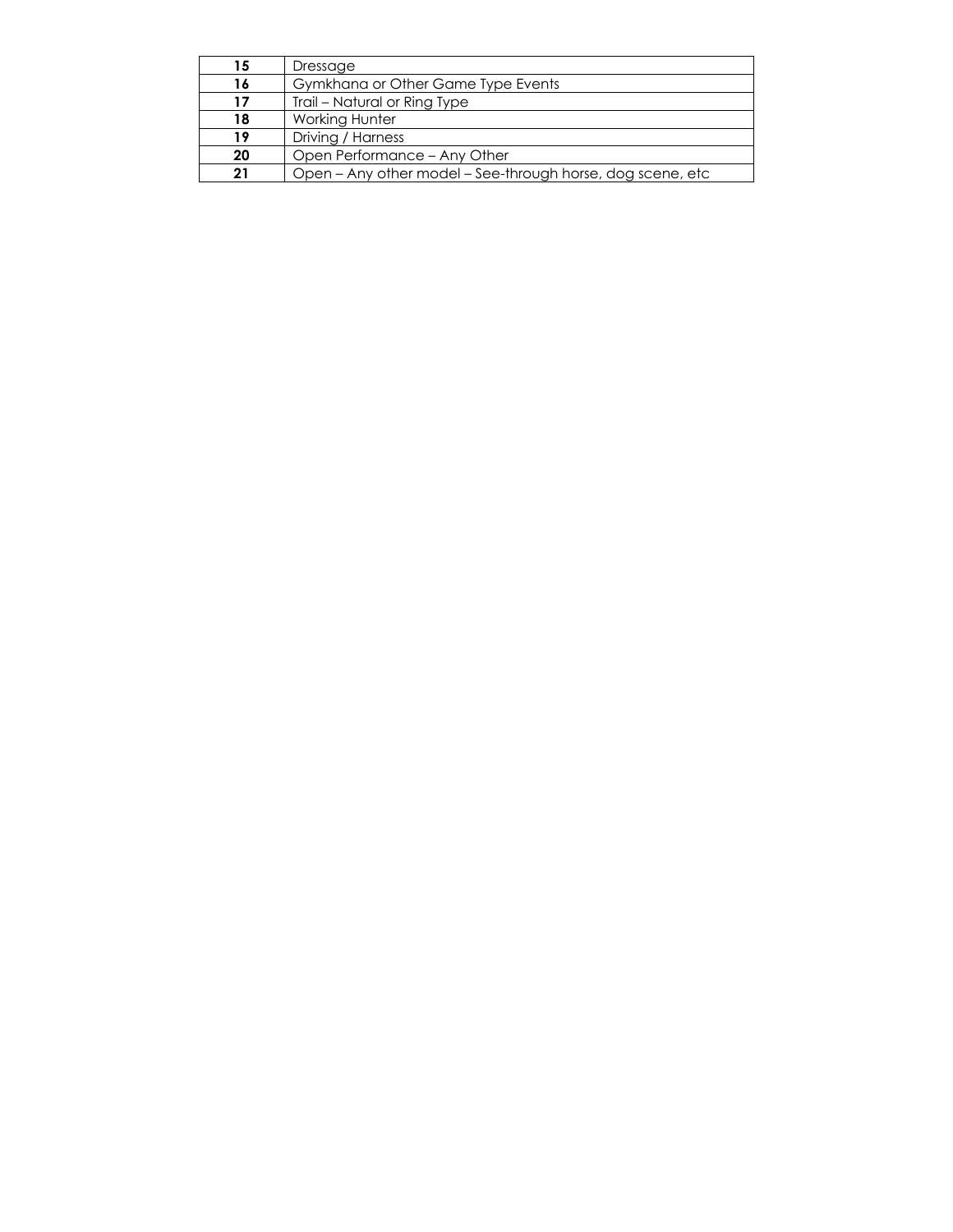| | |
|---|---|
| **15** | Dressage |
| **16** | Gymkhana or Other Game Type Events |
| **17** | Trail – Natural or Ring Type |
| **18** | Working Hunter |
| **19** | Driving / Harness |
| **20** | Open Performance – Any Other |
| **21** | Open – Any other model – See-through horse, dog scene, etc |